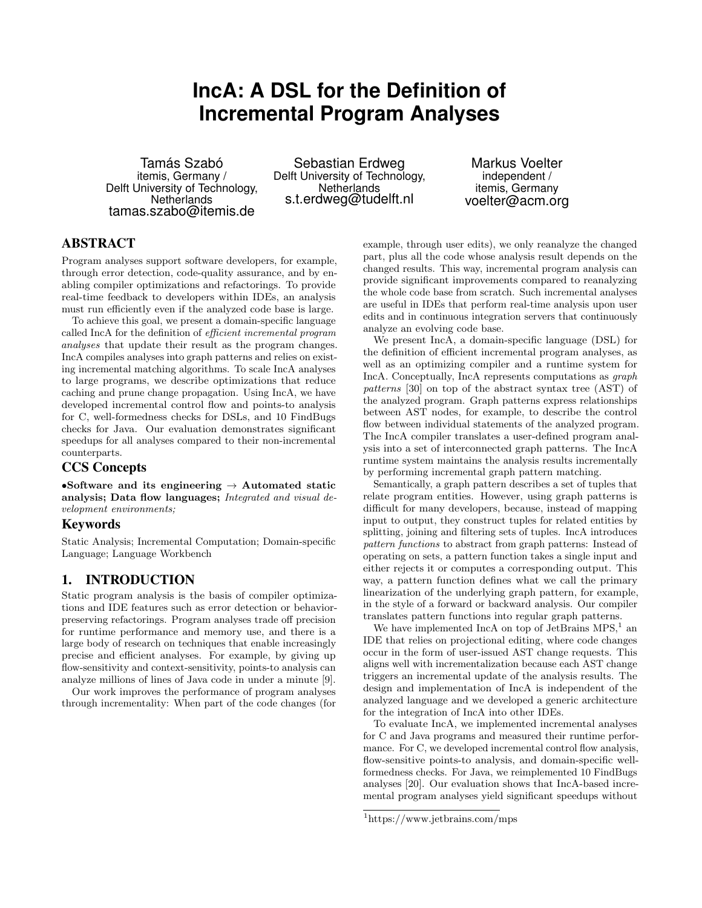# IncA: A DSL for the Definition of Incremental Program Analyses

Tamás Szabó
itemis, Germany / Delft University of Technology, Netherlands
tamas.szabo@itemis.de

Sebastian Erdweg
Delft University of Technology, Netherlands
s.t.erdweg@tudelft.nl

Markus Voelter
independent / itemis, Germany
voelter@acm.org

## ABSTRACT

Program analyses support software developers, for example, through error detection, code-quality assurance, and by enabling compiler optimizations and refactorings. To provide real-time feedback to developers within IDEs, an analysis must run efficiently even if the analyzed code base is large.

To achieve this goal, we present a domain-specific language called IncA for the definition of *efficient incremental program analyses* that update their result as the program changes. IncA compiles analyses into graph patterns and relies on existing incremental matching algorithms. To scale IncA analyses to large programs, we describe optimizations that reduce caching and prune change propagation. Using IncA, we have developed incremental control flow and points-to analysis for C, well-formedness checks for DSLs, and 10 FindBugs checks for Java. Our evaluation demonstrates significant speedups for all analyses compared to their non-incremental counterparts.

## CCS Concepts

•**Software and its engineering → Automated static analysis; Data flow languages;** *Integrated and visual development environments;*

## Keywords

Static Analysis; Incremental Computation; Domain-specific Language; Language Workbench

## 1. INTRODUCTION

Static program analysis is the basis of compiler optimizations and IDE features such as error detection or behavior-preserving refactorings. Program analyses trade off precision for runtime performance and memory use, and there is a large body of research on techniques that enable increasingly precise and efficient analyses. For example, by giving up flow-sensitivity and context-sensitivity, points-to analysis can analyze millions of lines of Java code in under a minute [9].

Our work improves the performance of program analyses through incrementality: When part of the code changes (for example, through user edits), we only reanalyze the changed part, plus all the code whose analysis result depends on the changed results. This way, incremental program analysis can provide significant improvements compared to reanalyzing the whole code base from scratch. Such incremental analyses are useful in IDEs that perform real-time analysis upon user edits and in continuous integration servers that continuously analyze an evolving code base.

We present IncA, a domain-specific language (DSL) for the definition of efficient incremental program analyses, as well as an optimizing compiler and a runtime system for IncA. Conceptually, IncA represents computations as *graph patterns* [30] on top of the abstract syntax tree (AST) of the analyzed program. Graph patterns express relationships between AST nodes, for example, to describe the control flow between individual statements of the analyzed program. The IncA compiler translates a user-defined program analysis into a set of interconnected graph patterns. The IncA runtime system maintains the analysis results incrementally by performing incremental graph pattern matching.

Semantically, a graph pattern describes a set of tuples that relate program entities. However, using graph patterns is difficult for many developers, because, instead of mapping input to output, they construct tuples for related entities by splitting, joining and filtering sets of tuples. IncA introduces *pattern functions* to abstract from graph patterns: Instead of operating on sets, a pattern function takes a single input and either rejects it or computes a corresponding output. This way, a pattern function defines what we call the primary linearization of the underlying graph pattern, for example, in the style of a forward or backward analysis. Our compiler translates pattern functions into regular graph patterns.

We have implemented IncA on top of JetBrains MPS,[1] an IDE that relies on projectional editing, where code changes occur in the form of user-issued AST change requests. This aligns well with incrementalization because each AST change triggers an incremental update of the analysis results. The design and implementation of IncA is independent of the analyzed language and we developed a generic architecture for the integration of IncA into other IDEs.

To evaluate IncA, we implemented incremental analyses for C and Java programs and measured their runtime performance. For C, we developed incremental control flow analysis, flow-sensitive points-to analysis, and domain-specific well-formedness checks. For Java, we reimplemented 10 FindBugs analyses [20]. Our evaluation shows that IncA-based incremental program analyses yield significant speedups without

[1] https://www.jetbrains.com/mps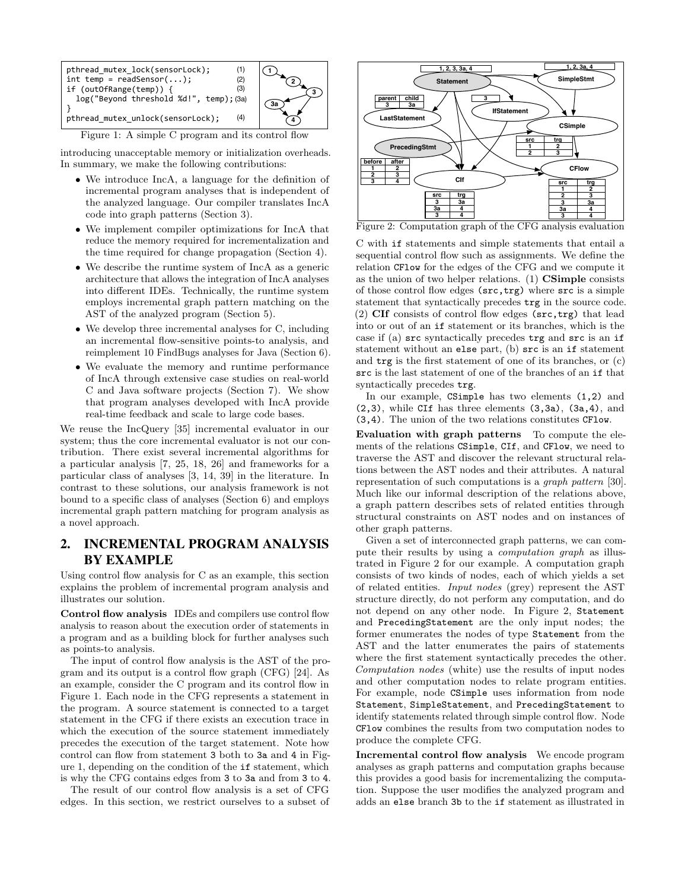```
pthread_mutex_lock(sensorLock);                  (1)
int temp = readSensor(...);                      (2)
if (outOfRange(temp)) {                          (3)
  log("Beyond threshold %d!", temp);             (3a)
}
pthread_mutex_unlock(sensorLock);                (4)
```

Figure 1: A simple C program and its control flow

introducing unacceptable memory or initialization overheads. In summary, we make the following contributions:

- We introduce IncA, a language for the definition of incremental program analyses that is independent of the analyzed language. Our compiler translates IncA code into graph patterns (Section 3).
- We implement compiler optimizations for IncA that reduce the memory required for incrementalization and the time required for change propagation (Section 4).
- We describe the runtime system of IncA as a generic architecture that allows the integration of IncA analyses into different IDEs. Technically, the runtime system employs incremental graph pattern matching on the AST of the analyzed program (Section 5).
- We develop three incremental analyses for C, including an incremental flow-sensitive points-to analysis, and reimplement 10 FindBugs analyses for Java (Section 6).
- We evaluate the memory and runtime performance of IncA through extensive case studies on real-world C and Java software projects (Section 7). We show that program analyses developed with IncA provide real-time feedback and scale to large code bases.

We reuse the IncQuery [35] incremental evaluator in our system; thus the core incremental evaluator is not our contribution. There exist several incremental algorithms for a particular analysis [7, 25, 18, 26] and frameworks for a particular class of analyses [3, 14, 39] in the literature. In contrast to these solutions, our analysis framework is not bound to a specific class of analyses (Section 6) and employs incremental graph pattern matching for program analysis as a novel approach.

## 2. INCREMENTAL PROGRAM ANALYSIS BY EXAMPLE

Using control flow analysis for C as an example, this section explains the problem of incremental program analysis and illustrates our solution.

**Control flow analysis** IDEs and compilers use control flow analysis to reason about the execution order of statements in a program and as a building block for further analyses such as points-to analysis.

The input of control flow analysis is the AST of the program and its output is a control flow graph (CFG) [24]. As an example, consider the C program and its control flow in Figure 1. Each node in the CFG represents a statement in the program. A source statement is connected to a target statement in the CFG if there exists an execution trace in which the execution of the source statement immediately precedes the execution of the target statement. Note how control can flow from statement 3 both to 3a and 4 in Figure 1, depending on the condition of the if statement, which is why the CFG contains edges from 3 to 3a and from 3 to 4.

The result of our control flow analysis is a set of CFG edges. In this section, we restrict ourselves to a subset of

Figure 2: Computation graph of the CFG analysis evaluation

C with if statements and simple statements that entail a sequential control flow such as assignments. We define the relation CFlow for the edges of the CFG and we compute it as the union of two helper relations. (1) **CSimple** consists of those control flow edges (src,trg) where src is a simple statement that syntactically precedes trg in the source code. (2) **CIf** consists of control flow edges (src,trg) that lead into or out of an if statement or its branches, which is the case if (a) src syntactically precedes trg and src is an if statement without an else part, (b) src is an if statement and trg is the first statement of one of its branches, or (c) src is the last statement of one of the branches of an if that syntactically precedes trg.

In our example, CSimple has two elements (1,2) and (2,3), while CIf has three elements (3,3a), (3a,4), and (3,4). The union of the two relations constitutes CFlow.

**Evaluation with graph patterns** To compute the elements of the relations CSimple, CIf, and CFlow, we need to traverse the AST and discover the relevant structural relations between the AST nodes and their attributes. A natural representation of such computations is a *graph pattern* [30]. Much like our informal description of the relations above, a graph pattern describes sets of related entities through structural constraints on AST nodes and on instances of other graph patterns.

Given a set of interconnected graph patterns, we can compute their results by using a *computation graph* as illustrated in Figure 2 for our example. A computation graph consists of two kinds of nodes, each of which yields a set of related entities. *Input nodes* (grey) represent the AST structure directly, do not perform any computation, and do not depend on any other node. In Figure 2, Statement and PrecedingStatement are the only input nodes; the former enumerates the nodes of type Statement from the AST and the latter enumerates the pairs of statements where the first statement syntactically precedes the other. *Computation nodes* (white) use the results of input nodes and other computation nodes to relate program entities. For example, node CSimple uses information from node Statement, SimpleStatement, and PrecedingStatement to identify statements related through simple control flow. Node CFlow combines the results from two computation nodes to produce the complete CFG.

**Incremental control flow analysis** We encode program analyses as graph patterns and computation graphs because this provides a good basis for incrementalizing the computation. Suppose the user modifies the analyzed program and adds an else branch 3b to the if statement as illustrated in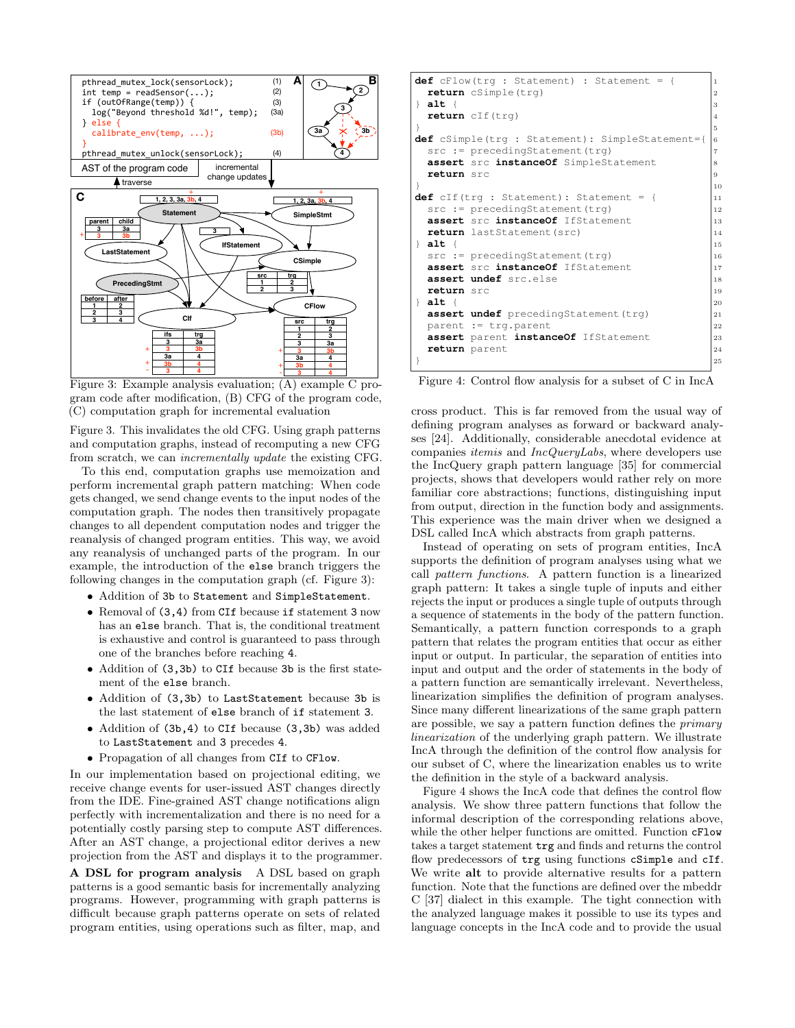```
pthread_mutex_lock(sensorLock);          (1)
int temp = readSensor(...);              (2)
if (outOfRange(temp)) {                  (3)
  log("Beyond threshold %d!", temp);     (3a)
} else {
  calibrate_env(temp, ...);              (3b)
}
pthread_mutex_unlock(sensorLock);        (4)
```

Figure 3: Example analysis evaluation; (A) example C program code after modification, (B) CFG of the program code, (C) computation graph for incremental evaluation

Figure 3. This invalidates the old CFG. Using graph patterns and computation graphs, instead of recomputing a new CFG from scratch, we can *incrementally update* the existing CFG.

To this end, computation graphs use memoization and perform incremental graph pattern matching: When code gets changed, we send change events to the input nodes of the computation graph. The nodes then transitively propagate changes to all dependent computation nodes and trigger the reanalysis of changed program entities. This way, we avoid any reanalysis of unchanged parts of the program. In our example, the introduction of the `else` branch triggers the following changes in the computation graph (cf. Figure 3):

- Addition of `3b` to `Statement` and `SimpleStatement`.
- Removal of `(3,4)` from `CIf` because `if` statement `3` now has an `else` branch. That is, the conditional treatment is exhaustive and control is guaranteed to pass through one of the branches before reaching `4`.
- Addition of `(3,3b)` to `CIf` because `3b` is the first statement of the `else` branch.
- Addition of `(3,3b)` to `LastStatement` because `3b` is the last statement of `else` branch of `if` statement `3`.
- Addition of `(3b,4)` to `CIf` because `(3,3b)` was added to `LastStatement` and `3` precedes `4`.
- Propagation of all changes from `CIf` to `CFlow`.

In our implementation based on projectional editing, we receive change events for user-issued AST changes directly from the IDE. Fine-grained AST change notifications align perfectly with incrementalization and there is no need for a potentially costly parsing step to compute AST differences. After an AST change, a projectional editor derives a new projection from the AST and displays it to the programmer.

**A DSL for program analysis** A DSL based on graph patterns is a good semantic basis for incrementally analyzing programs. However, programming with graph patterns is difficult because graph patterns operate on sets of related program entities, using operations such as filter, map, and cross product. This is far removed from the usual way of defining program analyses as forward or backward analyses [24]. Additionally, considerable anecdotal evidence at companies *itemis* and *IncQueryLabs*, where developers use the IncQuery graph pattern language [35] for commercial projects, shows that developers would rather rely on more familiar core abstractions; functions, distinguishing input from output, direction in the function body and assignments. This experience was the main driver when we designed a DSL called IncA which abstracts from graph patterns.

Instead of operating on sets of program entities, IncA supports the definition of program analyses using what we call *pattern functions*. A pattern function is a linearized graph pattern: It takes a single tuple of inputs and either rejects the input or produces a single tuple of outputs through a sequence of statements in the body of the pattern function. Semantically, a pattern function corresponds to a graph pattern that relates the program entities that occur as either input or output. In particular, the separation of entities into input and output and the order of statements in the body of a pattern function are semantically irrelevant. Nevertheless, linearization simplifies the definition of program analyses. Since many different linearizations of the same graph pattern are possible, we say a pattern function defines the *primary linearization* of the underlying graph pattern. We illustrate IncA through the definition of the control flow analysis for our subset of C, where the linearization enables us to write the definition in the style of a backward analysis.

```
def cFlow(trg : Statement) : Statement = {
  return cSimple(trg)
} alt {
  return cIf(trg)
}
def cSimple(trg : Statement): SimpleStatement={
  src := precedingStatement(trg)
  assert src instanceOf SimpleStatement
  return src
}
def cIf(trg : Statement): Statement = {
  src := precedingStatement(trg)
  assert src instanceOf IfStatement
  return lastStatement(src)
} alt {
  src := precedingStatement(trg)
  assert src instanceOf IfStatement
  assert undef src.else
  return src
} alt {
  assert undef precedingStatement(trg)
  parent := trg.parent
  assert parent instanceOf IfStatement
  return parent
}
```

Figure 4: Control flow analysis for a subset of C in IncA

Figure 4 shows the IncA code that defines the control flow analysis. We show three pattern functions that follow the informal description of the corresponding relations above, while the other helper functions are omitted. Function `cFlow` takes a target statement `trg` and finds and returns the control flow predecessors of `trg` using functions `cSimple` and `cIf`. We write **alt** to provide alternative results for a pattern function. Note that the functions are defined over the mbeddr C [37] dialect in this example. The tight connection with the analyzed language makes it possible to use its types and language concepts in the IncA code and to provide the usual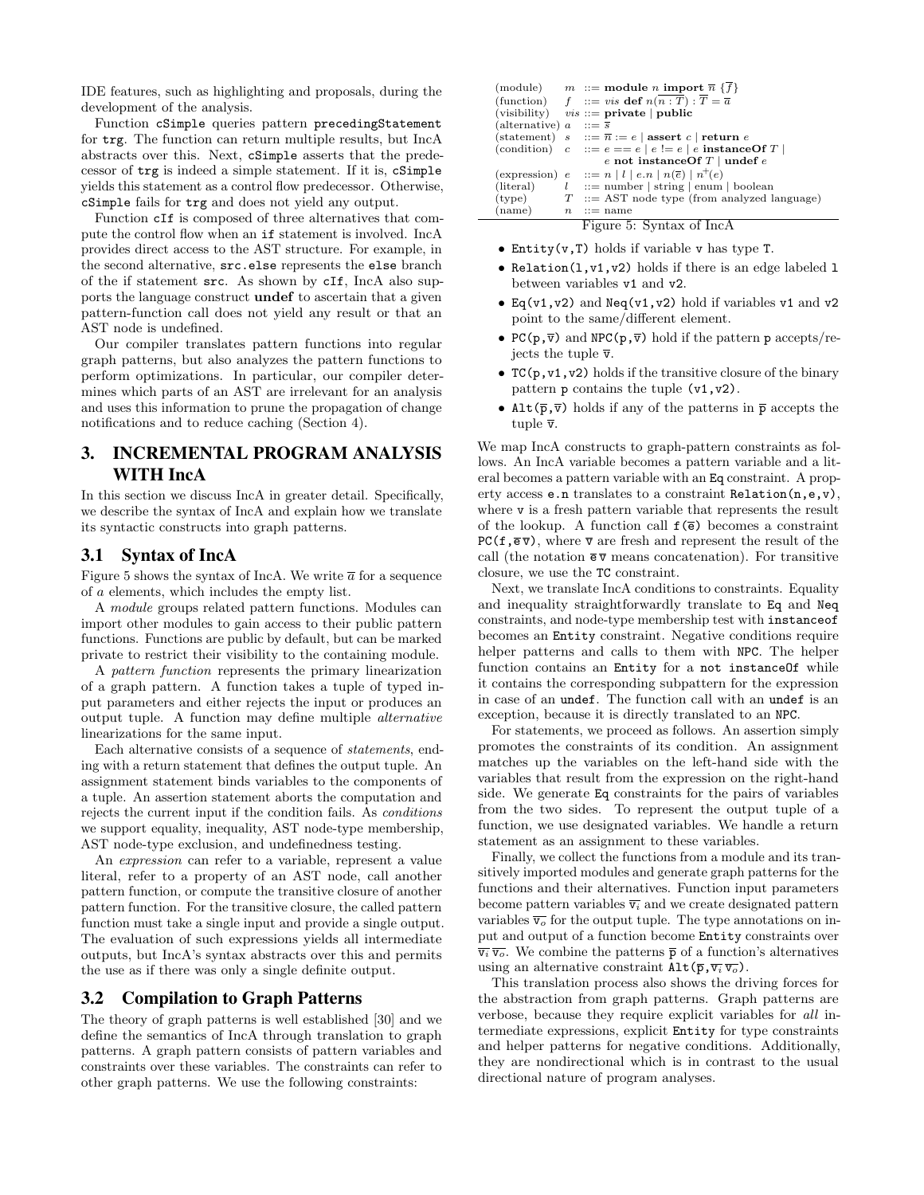IDE features, such as highlighting and proposals, during the development of the analysis.

Function `cSimple` queries pattern `precedingStatement` for `trg`. The function can return multiple results, but IncA abstracts over this. Next, `cSimple` asserts that the predecessor of `trg` is indeed a simple statement. If it is, `cSimple` yields this statement as a control flow predecessor. Otherwise, `cSimple` fails for `trg` and does not yield any output.

Function `cIf` is composed of three alternatives that compute the control flow when an `if` statement is involved. IncA provides direct access to the AST structure. For example, in the second alternative, `src.else` represents the `else` branch of the if statement `src`. As shown by `cIf`, IncA also supports the language construct **undef** to ascertain that a given pattern-function call does not yield any result or that an AST node is undefined.

Our compiler translates pattern functions into regular graph patterns, but also analyzes the pattern functions to perform optimizations. In particular, our compiler determines which parts of an AST are irrelevant for an analysis and uses this information to prune the propagation of change notifications and to reduce caching (Section 4).

## 3. INCREMENTAL PROGRAM ANALYSIS WITH IncA

In this section we discuss IncA in greater detail. Specifically, we describe the syntax of IncA and explain how we translate its syntactic constructs into graph patterns.

### 3.1 Syntax of IncA

Figure 5 shows the syntax of IncA. We write $\overline{a}$ for a sequence of $a$ elements, which includes the empty list.

A *module* groups related pattern functions. Modules can import other modules to gain access to their public pattern functions. Functions are public by default, but can be marked private to restrict their visibility to the containing module.

A *pattern function* represents the primary linearization of a graph pattern. A function takes a tuple of typed input parameters and either rejects the input or produces an output tuple. A function may define multiple *alternative* linearizations for the same input.

Each alternative consists of a sequence of *statements*, ending with a return statement that defines the output tuple. An assignment statement binds variables to the components of a tuple. An assertion statement aborts the computation and rejects the current input if the condition fails. As *conditions* we support equality, inequality, AST node-type membership, AST node-type exclusion, and undefinedness testing.

An *expression* can refer to a variable, represent a value literal, refer to a property of an AST node, call another pattern function, or compute the transitive closure of another pattern function. For the transitive closure, the called pattern function must take a single input and provide a single output. The evaluation of such expressions yields all intermediate outputs, but IncA's syntax abstracts over this and permits the use as if there was only a single definite output.

### 3.2 Compilation to Graph Patterns

The theory of graph patterns is well established [30] and we define the semantics of IncA through translation to graph patterns. A graph pattern consists of pattern variables and constraints over these variables. The constraints can refer to other graph patterns. We use the following constraints:

| | | |
|---|---|---|
| (module) | $m$ | ::= **module** $n$ **import** $\overline{n}$ $\{\overline{f}\}$ |
| (function) | $f$ | ::= $vis$ **def** $n(\overline{n : T}) : \overline{T} = \overline{a}$ |
| (visibility) | $vis$ | ::= **private** \| **public** |
| (alternative) | $a$ | ::= $\overline{s}$ |
| (statement) | $s$ | ::= $\overline{n} := e$ \| **assert** $c$ \| **return** $e$ |
| (condition) | $c$ | ::= $e == e$ \| $e$ != $e$ \| $e$ **instanceOf** $T$ \| $e$ **not instanceOf** $T$ \| **undef** $e$ |
| (expression) | $e$ | ::= $n$ \| $l$ \| $e.n$ \| $n(\overline{e})$ \| $n^{+}(e)$ |
| (literal) | $l$ | ::= number \| string \| enum \| boolean |
| (type) | $T$ | ::= AST node type (from analyzed language) |
| (name) | $n$ | ::= name |

Figure 5: Syntax of IncA

- `Entity(v,T)` holds if variable `v` has type `T`.
- `Relation(l,v1,v2)` holds if there is an edge labeled `l` between variables `v1` and `v2`.
- `Eq(v1,v2)` and `Neq(v1,v2)` hold if variables `v1` and `v2` point to the same/different element.
- `PC(p,`$\overline{v}$`)` and `NPC(p,`$\overline{v}$`)` hold if the pattern `p` accepts/rejects the tuple $\overline{v}$.
- `TC(p,v1,v2)` holds if the transitive closure of the binary pattern `p` contains the tuple `(v1,v2)`.
- `Alt(`$\overline{p}$`,`$\overline{v}$`)` holds if any of the patterns in $\overline{p}$ accepts the tuple $\overline{v}$.

We map IncA constructs to graph-pattern constraints as follows. An IncA variable becomes a pattern variable and a literal becomes a pattern variable with an `Eq` constraint. A property access `e.n` translates to a constraint `Relation(n,e,v)`, where `v` is a fresh pattern variable that represents the result of the lookup. A function call `f(`$\overline{e}$`)` becomes a constraint `PC(f,`$\overline{e}\,\overline{v}$`)`, where $\overline{v}$ are fresh and represent the result of the call (the notation $\overline{e}\,\overline{v}$ means concatenation). For transitive closure, we use the `TC` constraint.

Next, we translate IncA conditions to constraints. Equality and inequality straightforwardly translate to `Eq` and `Neq` constraints, and node-type membership test with `instanceof` becomes an `Entity` constraint. Negative conditions require helper patterns and calls to them with `NPC`. The helper function contains an `Entity` for a `not instanceOf` while it contains the corresponding subpattern for the expression in case of an `undef`. The function call with an `undef` is an exception, because it is directly translated to an `NPC`.

For statements, we proceed as follows. An assertion simply promotes the constraints of its condition. An assignment matches up the variables on the left-hand side with the variables that result from the expression on the right-hand side. We generate `Eq` constraints for the pairs of variables from the two sides. To represent the output tuple of a function, we use designated variables. We handle a return statement as an assignment to these variables.

Finally, we collect the functions from a module and its transitively imported modules and generate graph patterns for the functions and their alternatives. Function input parameters become pattern variables $\overline{v_i}$ and we create designated pattern variables $\overline{v_o}$ for the output tuple. The type annotations on input and output of a function become `Entity` constraints over $\overline{v_i}\,\overline{v_o}$. We combine the patterns $\overline{p}$ of a function's alternatives using an alternative constraint `Alt(`$\overline{p}$`,`$\overline{v_i}\,\overline{v_o}$`)`.

This translation process also shows the driving forces for the abstraction from graph patterns. Graph patterns are verbose, because they require explicit variables for *all* intermediate expressions, explicit `Entity` for type constraints and helper patterns for negative conditions. Additionally, they are nondirectional which is in contrast to the usual directional nature of program analyses.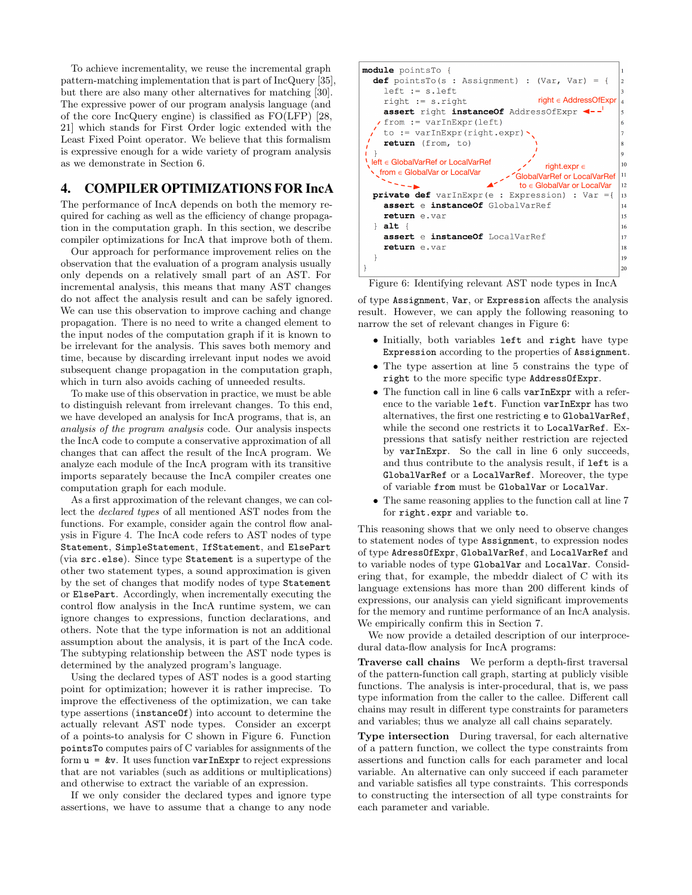To achieve incrementality, we reuse the incremental graph pattern-matching implementation that is part of IncQuery [35], but there are also many other alternatives for matching [30]. The expressive power of our program analysis language (and of the core IncQuery engine) is classified as FO(LFP) [28, 21] which stands for First Order logic extended with the Least Fixed Point operator. We believe that this formalism is expressive enough for a wide variety of program analysis as we demonstrate in Section 6.

## 4. COMPILER OPTIMIZATIONS FOR IncA

The performance of IncA depends on both the memory required for caching as well as the efficiency of change propagation in the computation graph. In this section, we describe compiler optimizations for IncA that improve both of them.

Our approach for performance improvement relies on the observation that the evaluation of a program analysis usually only depends on a relatively small part of an AST. For incremental analysis, this means that many AST changes do not affect the analysis result and can be safely ignored. We can use this observation to improve caching and change propagation. There is no need to write a changed element to the input nodes of the computation graph if it is known to be irrelevant for the analysis. This saves both memory and time, because by discarding irrelevant input nodes we avoid subsequent change propagation in the computation graph, which in turn also avoids caching of unneeded results.

To make use of this observation in practice, we must be able to distinguish relevant from irrelevant changes. To this end, we have developed an analysis for IncA programs, that is, an *analysis of the program analysis* code. Our analysis inspects the IncA code to compute a conservative approximation of all changes that can affect the result of the IncA program. We analyze each module of the IncA program with its transitive imports separately because the IncA compiler creates one computation graph for each module.

As a first approximation of the relevant changes, we can collect the *declared types* of all mentioned AST nodes from the functions. For example, consider again the control flow analysis in Figure 4. The IncA code refers to AST nodes of type `Statement`, `SimpleStatement`, `IfStatement`, and `ElsePart` (via `src.else`). Since type `Statement` is a supertype of the other two statement types, a sound approximation is given by the set of changes that modify nodes of type `Statement` or `ElsePart`. Accordingly, when incrementally executing the control flow analysis in the IncA runtime system, we can ignore changes to expressions, function declarations, and others. Note that the type information is not an additional assumption about the analysis, it is part of the IncA code. The subtyping relationship between the AST node types is determined by the analyzed program's language.

Using the declared types of AST nodes is a good starting point for optimization; however it is rather imprecise. To improve the effectiveness of the optimization, we can take type assertions (`instanceOf`) into account to determine the actually relevant AST node types. Consider an excerpt of a points-to analysis for C shown in Figure 6. Function `pointsTo` computes pairs of C variables for assignments of the form `u = &v`. It uses function `varInExpr` to reject expressions that are not variables (such as additions or multiplications) and otherwise to extract the variable of an expression.

If we only consider the declared types and ignore type assertions, we have to assume that a change to any node

```
module pointsTo {
  def pointsTo(s : Assignment) : (Var, Var) = {
    left := s.left
    right := s.right                          right ∈ AddressOfExpr
    assert right instanceOf AddressOfExpr  <--'
    from := varInExpr(left)
    to := varInExpr(right.expr)
    return (from, to)
  }
  left ∈ GlobalVarRef or LocalVarRef       right.expr ∈
   from ∈ GlobalVar or LocalVar            GlobalVarRef or LocalVarRef
                                           to ∈ GlobalVar or LocalVar
  private def varInExpr(e : Expression) : Var ={
    assert e instanceOf GlobalVarRef
    return e.var
  } alt {
    assert e instanceOf LocalVarRef
    return e.var
  }
}
```

Figure 6: Identifying relevant AST node types in IncA

of type `Assignment`, `Var`, or `Expression` affects the analysis result. However, we can apply the following reasoning to narrow the set of relevant changes in Figure 6:

- Initially, both variables `left` and `right` have type `Expression` according to the properties of `Assignment`.
- The type assertion at line 5 constrains the type of `right` to the more specific type `AddressOfExpr`.
- The function call in line 6 calls `varInExpr` with a reference to the variable `left`. Function `varInExpr` has two alternatives, the first one restricting `e` to `GlobalVarRef`, while the second one restricts it to `LocalVarRef`. Expressions that satisfy neither restriction are rejected by `varInExpr`. So the call in line 6 only succeeds, and thus contribute to the analysis result, if `left` is a `GlobalVarRef` or a `LocalVarRef`. Moreover, the type of variable `from` must be `GlobalVar` or `LocalVar`.
- The same reasoning applies to the function call at line 7 for `right.expr` and variable `to`.

This reasoning shows that we only need to observe changes to statement nodes of type `Assignment`, to expression nodes of type `AdressOfExpr`, `GlobalVarRef`, and `LocalVarRef` and to variable nodes of type `GlobalVar` and `LocalVar`. Considering that, for example, the mbeddr dialect of C with its language extensions has more than 200 different kinds of expressions, our analysis can yield significant improvements for the memory and runtime performance of an IncA analysis. We empirically confirm this in Section 7.

We now provide a detailed description of our interprocedural data-flow analysis for IncA programs:

**Traverse call chains** We perform a depth-first traversal of the pattern-function call graph, starting at publicly visible functions. The analysis is inter-procedural, that is, we pass type information from the caller to the callee. Different call chains may result in different type constraints for parameters and variables; thus we analyze all call chains separately.

**Type intersection** During traversal, for each alternative of a pattern function, we collect the type constraints from assertions and function calls for each parameter and local variable. An alternative can only succeed if each parameter and variable satisfies all type constraints. This corresponds to constructing the intersection of all type constraints for each parameter and variable.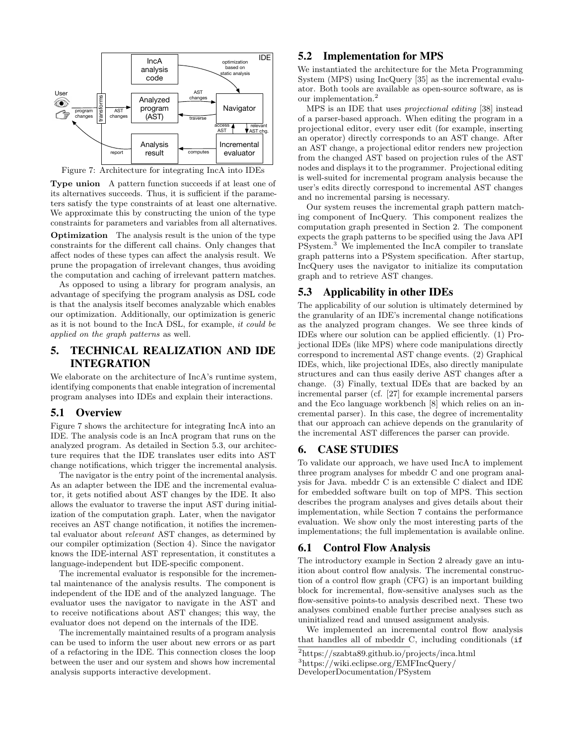Figure 7: Architecture for integrating IncA into IDEs

**Type union** A pattern function succeeds if at least one of its alternatives succeeds. Thus, it is sufficient if the parameters satisfy the type constraints of at least one alternative. We approximate this by constructing the union of the type constraints for parameters and variables from all alternatives.

**Optimization** The analysis result is the union of the type constraints for the different call chains. Only changes that affect nodes of these types can affect the analysis result. We prune the propagation of irrelevant changes, thus avoiding the computation and caching of irrelevant pattern matches.

As opposed to using a library for program analysis, an advantage of specifying the program analysis as DSL code is that the analysis itself becomes analyzable which enables our optimization. Additionally, our optimization is generic as it is not bound to the IncA DSL, for example, *it could be applied on the graph patterns* as well.

## 5. TECHNICAL REALIZATION AND IDE INTEGRATION

We elaborate on the architecture of IncA's runtime system, identifying components that enable integration of incremental program analyses into IDEs and explain their interactions.

### 5.1 Overview

Figure 7 shows the architecture for integrating IncA into an IDE. The analysis code is an IncA program that runs on the analyzed program. As detailed in Section 5.3, our architecture requires that the IDE translates user edits into AST change notifications, which trigger the incremental analysis.

The navigator is the entry point of the incremental analysis. As an adapter between the IDE and the incremental evaluator, it gets notified about AST changes by the IDE. It also allows the evaluator to traverse the input AST during initialization of the computation graph. Later, when the navigator receives an AST change notification, it notifies the incremental evaluator about *relevant* AST changes, as determined by our compiler optimization (Section 4). Since the navigator knows the IDE-internal AST representation, it constitutes a language-independent but IDE-specific component.

The incremental evaluator is responsible for the incremental maintenance of the analysis results. The component is independent of the IDE and of the analyzed language. The evaluator uses the navigator to navigate in the AST and to receive notifications about AST changes; this way, the evaluator does not depend on the internals of the IDE.

The incrementally maintained results of a program analysis can be used to inform the user about new errors or as part of a refactoring in the IDE. This connection closes the loop between the user and our system and shows how incremental analysis supports interactive development.

### 5.2 Implementation for MPS

We instantiated the architecture for the Meta Programming System (MPS) using IncQuery [35] as the incremental evaluator. Both tools are available as open-source software, as is our implementation.[2]

MPS is an IDE that uses *projectional editing* [38] instead of a parser-based approach. When editing the program in a projectional editor, every user edit (for example, inserting an operator) directly corresponds to an AST change. After an AST change, a projectional editor renders new projection from the changed AST based on projection rules of the AST nodes and displays it to the programmer. Projectional editing is well-suited for incremental program analysis because the user's edits directly correspond to incremental AST changes and no incremental parsing is necessary.

Our system reuses the incremental graph pattern matching component of IncQuery. This component realizes the computation graph presented in Section 2. The component expects the graph patterns to be specified using the Java API PSystem.[3] We implemented the IncA compiler to translate graph patterns into a PSystem specification. After startup, IncQuery uses the navigator to initialize its computation graph and to retrieve AST changes.

### 5.3 Applicability in other IDEs

The applicability of our solution is ultimately determined by the granularity of an IDE's incremental change notifications as the analyzed program changes. We see three kinds of IDEs where our solution can be applied efficiently. (1) Projectional IDEs (like MPS) where code manipulations directly correspond to incremental AST change events. (2) Graphical IDEs, which, like projectional IDEs, also directly manipulate structures and can thus easily derive AST changes after a change. (3) Finally, textual IDEs that are backed by an incremental parser (cf. [27] for example incremental parsers and the Eco language workbench [8] which relies on an incremental parser). In this case, the degree of incrementality that our approach can achieve depends on the granularity of the incremental AST differences the parser can provide.

## 6. CASE STUDIES

To validate our approach, we have used IncA to implement three program analyses for mbeddr C and one program analysis for Java. mbeddr C is an extensible C dialect and IDE for embedded software built on top of MPS. This section describes the program analyses and gives details about their implementation, while Section 7 contains the performance evaluation. We show only the most interesting parts of the implementations; the full implementation is available online.

### 6.1 Control Flow Analysis

The introductory example in Section 2 already gave an intuition about control flow analysis. The incremental construction of a control flow graph (CFG) is an important building block for incremental, flow-sensitive analyses such as the flow-sensitive points-to analysis described next. These two analyses combined enable further precise analyses such as uninitialized read and unused assignment analysis.

We implemented an incremental control flow analysis that handles all of mbeddr C, including conditionals (`if`

[2] https://szabta89.github.io/projects/inca.html

[3] https://wiki.eclipse.org/EMFIncQuery/DeveloperDocumentation/PSystem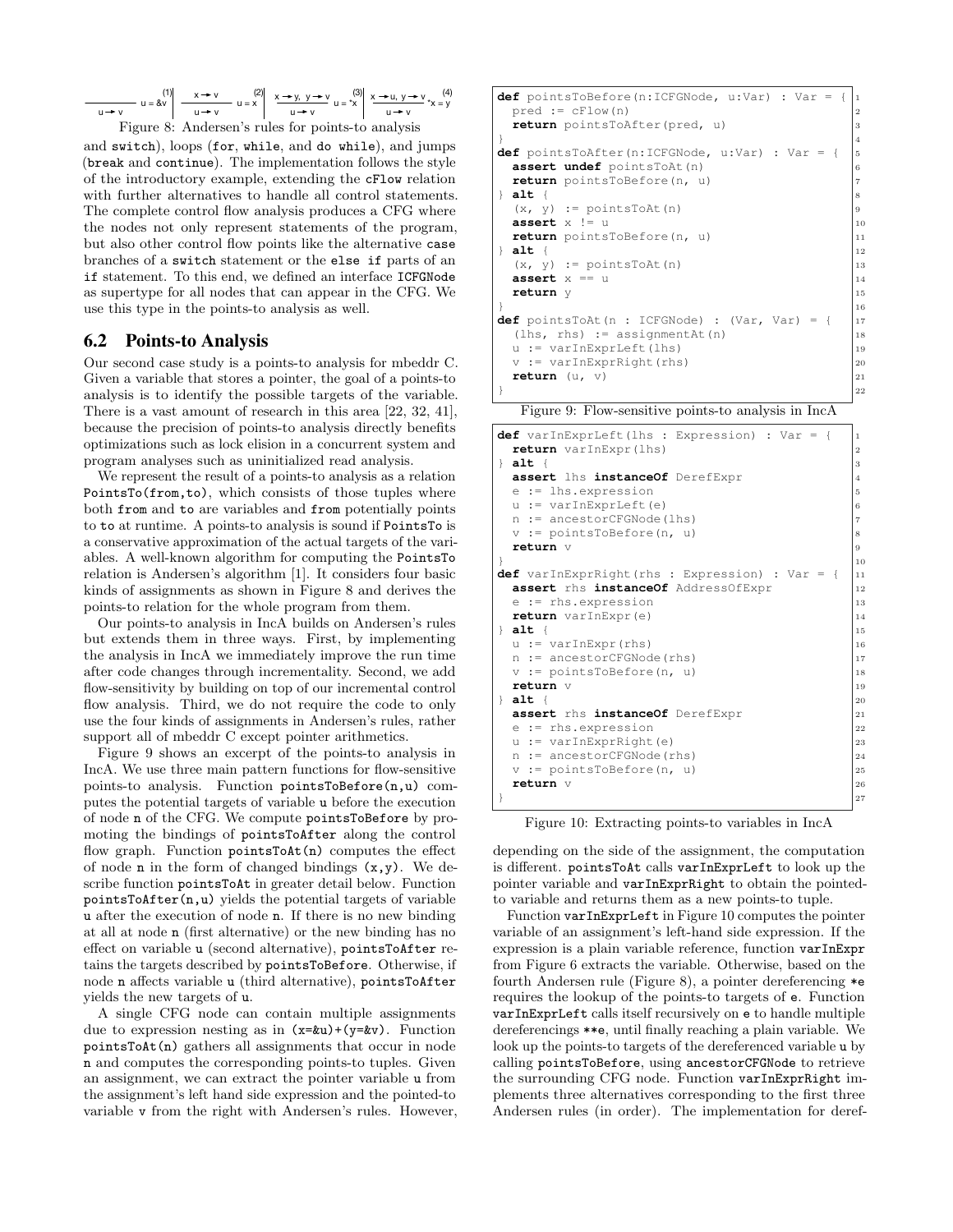$$\frac{}{u \to v}\ u = \&v^{(1)} \quad \frac{x \to v}{u \to v}\ u = x^{(2)} \quad \frac{x \to y,\ y \to v}{u \to v}\ u = {*x}^{(3)} \quad \frac{x \to u,\ y \to v}{u \to v}\ {*x} = y^{(4)}$$

Figure 8: Andersen's rules for points-to analysis

and switch), loops (for, while, and do while), and jumps (break and continue). The implementation follows the style of the introductory example, extending the cFlow relation with further alternatives to handle all control statements. The complete control flow analysis produces a CFG where the nodes not only represent statements of the program, but also other control flow points like the alternative case branches of a switch statement or the else if parts of an if statement. To this end, we defined an interface ICFGNode as supertype for all nodes that can appear in the CFG. We use this type in the points-to analysis as well.

## 6.2 Points-to Analysis

Our second case study is a points-to analysis for mbeddr C. Given a variable that stores a pointer, the goal of a points-to analysis is to identify the possible targets of the variable. There is a vast amount of research in this area [22, 32, 41], because the precision of points-to analysis directly benefits optimizations such as lock elision in a concurrent system and program analyses such as uninitialized read analysis.

We represent the result of a points-to analysis as a relation PointsTo(from,to), which consists of those tuples where both from and to are variables and from potentially points to to at runtime. A points-to analysis is sound if PointsTo is a conservative approximation of the actual targets of the variables. A well-known algorithm for computing the PointsTo relation is Andersen's algorithm [1]. It considers four basic kinds of assignments as shown in Figure 8 and derives the points-to relation for the whole program from them.

Our points-to analysis in IncA builds on Andersen's rules but extends them in three ways. First, by implementing the analysis in IncA we immediately improve the run time after code changes through incrementality. Second, we add flow-sensitivity by building on top of our incremental control flow analysis. Third, we do not require the code to only use the four kinds of assignments in Andersen's rules, rather support all of mbeddr C except pointer arithmetics.

Figure 9 shows an excerpt of the points-to analysis in IncA. We use three main pattern functions for flow-sensitive points-to analysis. Function pointsToBefore(n,u) computes the potential targets of variable u before the execution of node n of the CFG. We compute pointsToBefore by promoting the bindings of pointsToAfter along the control flow graph. Function pointsToAt(n) computes the effect of node n in the form of changed bindings (x,y). We describe function pointsToAt in greater detail below. Function pointsToAfter(n,u) yields the potential targets of variable u after the execution of node n. If there is no new binding at all at node n (first alternative) or the new binding has no effect on variable u (second alternative), pointsToAfter retains the targets described by pointsToBefore. Otherwise, if node n affects variable u (third alternative), pointsToAfter yields the new targets of u.

A single CFG node can contain multiple assignments due to expression nesting as in (x=&u)+(y=&v). Function pointsToAt(n) gathers all assignments that occur in node n and computes the corresponding points-to tuples. Given an assignment, we can extract the pointer variable u from the assignment's left hand side expression and the pointed-to variable v from the right with Andersen's rules. However, depending on the side of the assignment, the computation is different. pointsToAt calls varInExprLeft to look up the pointer variable and varInExprRight to obtain the pointed-to variable and returns them as a new points-to tuple.

Function varInExprLeft in Figure 10 computes the pointer variable of an assignment's left-hand side expression. If the expression is a plain variable reference, function varInExpr from Figure 6 extracts the variable. Otherwise, based on the fourth Andersen rule (Figure 8), a pointer dereferencing *e requires the lookup of the points-to targets of e. Function varInExprLeft calls itself recursively on e to handle multiple dereferencings **e, until finally reaching a plain variable. We look up the points-to targets of the dereferenced variable u by calling pointsToBefore, using ancestorCFGNode to retrieve the surrounding CFG node. Function varInExprRight implements three alternatives corresponding to the first three Andersen rules (in order). The implementation for deref-

```
def pointsToBefore(n:ICFGNode, u:Var) : Var = {      1
  pred := cFlow(n)                                    2
  return pointsToAfter(pred, u)                       3
}                                                     4
def pointsToAfter(n:ICFGNode, u:Var) : Var = {        5
  assert undef pointsToAt(n)                          6
  return pointsToBefore(n, u)                         7
} alt {                                               8
  (x, y) := pointsToAt(n)                             9
  assert x != u                                       10
  return pointsToBefore(n, u)                         11
} alt {                                               12
  (x, y) := pointsToAt(n)                             13
  assert x == u                                       14
  return y                                            15
}                                                     16
def pointsToAt(n : ICFGNode) : (Var, Var) = {         17
  (lhs, rhs) := assignmentAt(n)                       18
  u := varInExprLeft(lhs)                             19
  v := varInExprRight(rhs)                            20
  return (u, v)                                       21
}                                                     22
```

Figure 9: Flow-sensitive points-to analysis in IncA

```
def varInExprLeft(lhs : Expression) : Var = {        1
  return varInExpr(lhs)                               2
} alt {                                               3
  assert lhs instanceOf DerefExpr                     4
  e := lhs.expression                                 5
  u := varInExprLeft(e)                               6
  n := ancestorCFGNode(lhs)                           7
  v := pointsToBefore(n, u)                           8
  return v                                            9
}                                                     10
def varInExprRight(rhs : Expression) : Var = {       11
  assert rhs instanceOf AddressOfExpr                 12
  e := rhs.expression                                 13
  return varInExpr(e)                                 14
} alt {                                               15
  u := varInExpr(rhs)                                 16
  n := ancestorCFGNode(rhs)                           17
  v := pointsToBefore(n, u)                           18
  return v                                            19
} alt {                                               20
  assert rhs instanceOf DerefExpr                     21
  e := rhs.expression                                 22
  u := varInExprRight(e)                              23
  n := ancestorCFGNode(rhs)                           24
  v := pointsToBefore(n, u)                           25
  return v                                            26
}                                                     27
```

Figure 10: Extracting points-to variables in IncA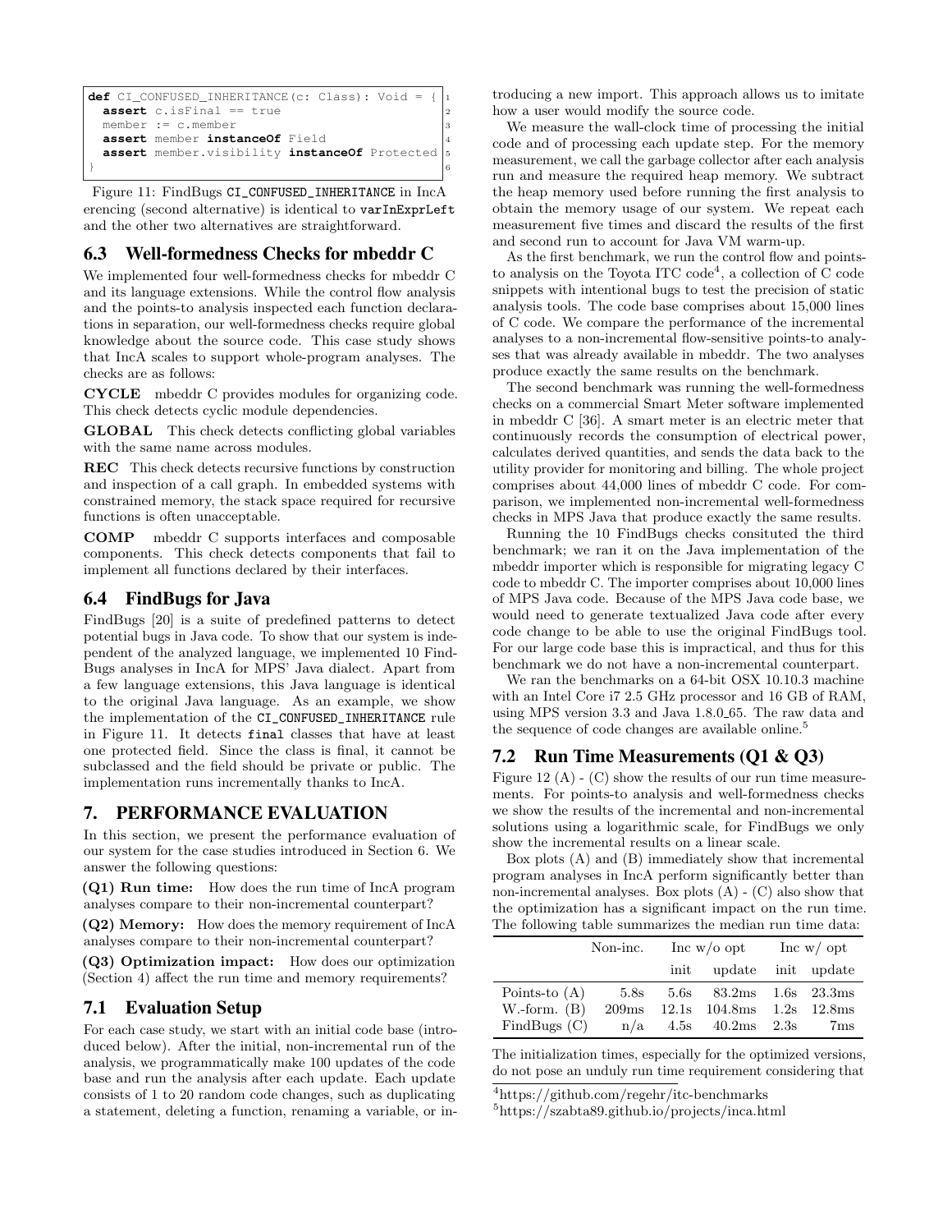```
def CI_CONFUSED_INHERITANCE(c: Class): Void = {
  assert c.isFinal == true
  member := c.member
  assert member instanceOf Field
  assert member.visibility instanceOf Protected
}
```

Figure 11: FindBugs CI_CONFUSED_INHERITANCE in IncA

erencing (second alternative) is identical to varInExprLeft and the other two alternatives are straightforward.

## 6.3 Well-formedness Checks for mbeddr C

We implemented four well-formedness checks for mbeddr C and its language extensions. While the control flow analysis and the points-to analysis inspected each function declarations in separation, our well-formedness checks require global knowledge about the source code. This case study shows that IncA scales to support whole-program analyses. The checks are as follows:

**CYCLE** mbeddr C provides modules for organizing code. This check detects cyclic module dependencies.

**GLOBAL** This check detects conflicting global variables with the same name across modules.

**REC** This check detects recursive functions by construction and inspection of a call graph. In embedded systems with constrained memory, the stack space required for recursive functions is often unacceptable.

**COMP** mbeddr C supports interfaces and composable components. This check detects components that fail to implement all functions declared by their interfaces.

## 6.4 FindBugs for Java

FindBugs [20] is a suite of predefined patterns to detect potential bugs in Java code. To show that our system is independent of the analyzed language, we implemented 10 FindBugs analyses in IncA for MPS' Java dialect. Apart from a few language extensions, this Java language is identical to the original Java language. As an example, we show the implementation of the CI_CONFUSED_INHERITANCE rule in Figure 11. It detects final classes that have at least one protected field. Since the class is final, it cannot be subclassed and the field should be private or public. The implementation runs incrementally thanks to IncA.

# 7. PERFORMANCE EVALUATION

In this section, we present the performance evaluation of our system for the case studies introduced in Section 6. We answer the following questions:

**(Q1) Run time:** How does the run time of IncA program analyses compare to their non-incremental counterpart?

**(Q2) Memory:** How does the memory requirement of IncA analyses compare to their non-incremental counterpart?

**(Q3) Optimization impact:** How does our optimization (Section 4) affect the run time and memory requirements?

## 7.1 Evaluation Setup

For each case study, we start with an initial code base (introduced below). After the initial, non-incremental run of the analysis, we programmatically make 100 updates of the code base and run the analysis after each update. Each update consists of 1 to 20 random code changes, such as duplicating a statement, deleting a function, renaming a variable, or introducing a new import. This approach allows us to imitate how a user would modify the source code.

We measure the wall-clock time of processing the initial code and of processing each update step. For the memory measurement, we call the garbage collector after each analysis run and measure the required heap memory. We subtract the heap memory used before running the first analysis to obtain the memory usage of our system. We repeat each measurement five times and discard the results of the first and second run to account for Java VM warm-up.

As the first benchmark, we run the control flow and points-to analysis on the Toyota ITC code[4], a collection of C code snippets with intentional bugs to test the precision of static analysis tools. The code base comprises about 15,000 lines of C code. We compare the performance of the incremental analyses to a non-incremental flow-sensitive points-to analyses that was already available in mbeddr. The two analyses produce exactly the same results on the benchmark.

The second benchmark was running the well-formedness checks on a commercial Smart Meter software implemented in mbeddr C [36]. A smart meter is an electric meter that continuously records the consumption of electrical power, calculates derived quantities, and sends the data back to the utility provider for monitoring and billing. The whole project comprises about 44,000 lines of mbeddr C code. For comparison, we implemented non-incremental well-formedness checks in MPS Java that produce exactly the same results.

Running the 10 FindBugs checks consituted the third benchmark; we ran it on the Java implementation of the mbeddr importer which is responsible for migrating legacy C code to mbeddr C. The importer comprises about 10,000 lines of MPS Java code. Because of the MPS Java code base, we would need to generate textualized Java code after every code change to be able to use the original FindBugs tool. For our large code base this is impractical, and thus for this benchmark we do not have a non-incremental counterpart.

We ran the benchmarks on a 64-bit OSX 10.10.3 machine with an Intel Core i7 2.5 GHz processor and 16 GB of RAM, using MPS version 3.3 and Java 1.8.0_65. The raw data and the sequence of code changes are available online.[5]

## 7.2 Run Time Measurements (Q1 & Q3)

Figure 12 (A) - (C) show the results of our run time measurements. For points-to analysis and well-formedness checks we show the results of the incremental and non-incremental solutions using a logarithmic scale, for FindBugs we only show the incremental results on a linear scale.

Box plots (A) and (B) immediately show that incremental program analyses in IncA perform significantly better than non-incremental analyses. Box plots (A) - (C) also show that the optimization has a significant impact on the run time. The following table summarizes the median run time data:

| | Non-inc. | Inc w/o opt | | Inc w/ opt | |
|---|---|---|---|---|---|
| | | init | update | init | update |
| Points-to (A) | 5.8s | 5.6s | 83.2ms | 1.6s | 23.3ms |
| W.-form. (B) | 209ms | 12.1s | 104.8ms | 1.2s | 12.8ms |
| FindBugs (C) | n/a | 4.5s | 40.2ms | 2.3s | 7ms |

The initialization times, especially for the optimized versions, do not pose an unduly run time requirement considering that

[4] https://github.com/regehr/itc-benchmarks

[5] https://szabta89.github.io/projects/inca.html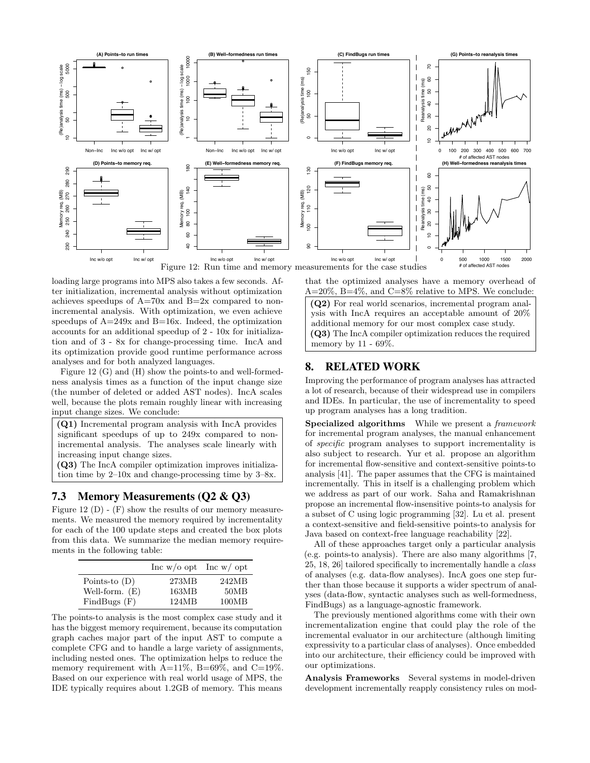Figure 12: Run time and memory measurements for the case studies

loading large programs into MPS also takes a few seconds. After initialization, incremental analysis without optimization achieves speedups of A=70x and B=2x compared to non-incremental analysis. With optimization, we even achieve speedups of A=249x and B=16x. Indeed, the optimization accounts for an additional speedup of 2 - 10x for initialization and of 3 - 8x for change-processing time. IncA and its optimization provide good runtime performance across analyses and for both analyzed languages.

Figure 12 (G) and (H) show the points-to and well-formedness analysis times as a function of the input change size (the number of deleted or added AST nodes). IncA scales well, because the plots remain roughly linear with increasing input change sizes. We conclude:

> **(Q1)** Incremental program analysis with IncA provides significant speedups of up to 249x compared to non-incremental analysis. The analyses scale linearly with increasing input change sizes.
> **(Q3)** The IncA compiler optimization improves initialization time by 2–10x and change-processing time by 3–8x.

### 7.3 Memory Measurements (Q2 & Q3)

Figure 12 (D) - (F) show the results of our memory measurements. We measured the memory required by incrementality for each of the 100 update steps and created the box plots from this data. We summarize the median memory requirements in the following table:

| | Inc w/o opt | Inc w/ opt |
|---|---|---|
| Points-to (D) | 273MB | 242MB |
| Well-form. (E) | 163MB | 50MB |
| FindBugs (F) | 124MB | 100MB |

The points-to analysis is the most complex case study and it has the biggest memory requirement, because its computation graph caches major part of the input AST to compute a complete CFG and to handle a large variety of assignments, including nested ones. The optimization helps to reduce the memory requirement with A=11%, B=69%, and C=19%. Based on our experience with real world usage of MPS, the IDE typically requires about 1.2GB of memory. This means that the optimized analyses have a memory overhead of A=20%, B=4%, and C=8% relative to MPS. We conclude:

> **(Q2)** For real world scenarios, incremental program analysis with IncA requires an acceptable amount of 20% additional memory for our most complex case study.
> **(Q3)** The IncA compiler optimization reduces the required memory by 11 - 69%.

## 8. RELATED WORK

Improving the performance of program analyses has attracted a lot of research, because of their widespread use in compilers and IDEs. In particular, the use of incrementality to speed up program analyses has a long tradition.

**Specialized algorithms** While we present a *framework* for incremental program analyses, the manual enhancement of *specific* program analyses to support incrementality is also subject to research. Yur et al. propose an algorithm for incremental flow-sensitive and context-sensitive points-to analysis [41]. The paper assumes that the CFG is maintained incrementally. This in itself is a challenging problem which we address as part of our work. Saha and Ramakrishnan propose an incremental flow-insensitive points-to analysis for a subset of C using logic programming [32]. Lu et al. present a context-sensitive and field-sensitive points-to analysis for Java based on context-free language reachability [22].

All of these approaches target only a particular analysis (e.g. points-to analysis). There are also many algorithms [7, 25, 18, 26] tailored specifically to incrementally handle a *class* of analyses (e.g. data-flow analyses). IncA goes one step further than those because it supports a wider spectrum of analyses (data-flow, syntactic analyses such as well-formedness, FindBugs) as a language-agnostic framework.

The previously mentioned algorithms come with their own incrementalization engine that could play the role of the incremental evaluator in our architecture (although limiting expressivity to a particular class of analyses). Once embedded into our architecture, their efficiency could be improved with our optimizations.

**Analysis Frameworks** Several systems in model-driven development incrementally reapply consistency rules on mod-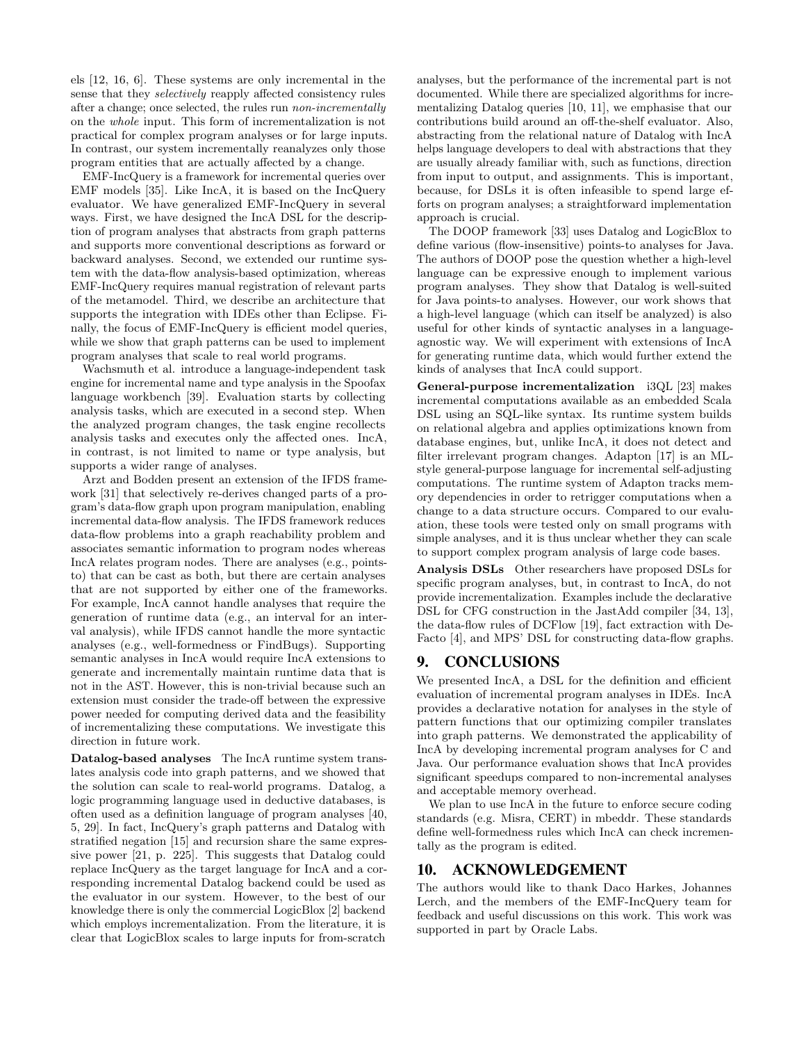els [12, 16, 6]. These systems are only incremental in the sense that they *selectively* reapply affected consistency rules after a change; once selected, the rules run *non-incrementally* on the *whole* input. This form of incrementalization is not practical for complex program analyses or for large inputs. In contrast, our system incrementally reanalyzes only those program entities that are actually affected by a change.

EMF-IncQuery is a framework for incremental queries over EMF models [35]. Like IncA, it is based on the IncQuery evaluator. We have generalized EMF-IncQuery in several ways. First, we have designed the IncA DSL for the description of program analyses that abstracts from graph patterns and supports more conventional descriptions as forward or backward analyses. Second, we extended our runtime system with the data-flow analysis-based optimization, whereas EMF-IncQuery requires manual registration of relevant parts of the metamodel. Third, we describe an architecture that supports the integration with IDEs other than Eclipse. Finally, the focus of EMF-IncQuery is efficient model queries, while we show that graph patterns can be used to implement program analyses that scale to real world programs.

Wachsmuth et al. introduce a language-independent task engine for incremental name and type analysis in the Spoofax language workbench [39]. Evaluation starts by collecting analysis tasks, which are executed in a second step. When the analyzed program changes, the task engine recollects analysis tasks and executes only the affected ones. IncA, in contrast, is not limited to name or type analysis, but supports a wider range of analyses.

Arzt and Bodden present an extension of the IFDS framework [31] that selectively re-derives changed parts of a program's data-flow graph upon program manipulation, enabling incremental data-flow analysis. The IFDS framework reduces data-flow problems into a graph reachability problem and associates semantic information to program nodes whereas IncA relates program nodes. There are analyses (e.g., points-to) that can be cast as both, but there are certain analyses that are not supported by either one of the frameworks. For example, IncA cannot handle analyses that require the generation of runtime data (e.g., an interval for an interval analysis), while IFDS cannot handle the more syntactic analyses (e.g., well-formedness or FindBugs). Supporting semantic analyses in IncA would require IncA extensions to generate and incrementally maintain runtime data that is not in the AST. However, this is non-trivial because such an extension must consider the trade-off between the expressive power needed for computing derived data and the feasibility of incrementalizing these computations. We investigate this direction in future work.

**Datalog-based analyses** The IncA runtime system translates analysis code into graph patterns, and we showed that the solution can scale to real-world programs. Datalog, a logic programming language used in deductive databases, is often used as a definition language of program analyses [40, 5, 29]. In fact, IncQuery's graph patterns and Datalog with stratified negation [15] and recursion share the same expressive power [21, p. 225]. This suggests that Datalog could replace IncQuery as the target language for IncA and a corresponding incremental Datalog backend could be used as the evaluator in our system. However, to the best of our knowledge there is only the commercial LogicBlox [2] backend which employs incrementalization. From the literature, it is clear that LogicBlox scales to large inputs for from-scratch analyses, but the performance of the incremental part is not documented. While there are specialized algorithms for incrementalizing Datalog queries [10, 11], we emphasise that our contributions build around an off-the-shelf evaluator. Also, abstracting from the relational nature of Datalog with IncA helps language developers to deal with abstractions that they are usually already familiar with, such as functions, direction from input to output, and assignments. This is important, because, for DSLs it is often infeasible to spend large efforts on program analyses; a straightforward implementation approach is crucial.

The DOOP framework [33] uses Datalog and LogicBlox to define various (flow-insensitive) points-to analyses for Java. The authors of DOOP pose the question whether a high-level language can be expressive enough to implement various program analyses. They show that Datalog is well-suited for Java points-to analyses. However, our work shows that a high-level language (which can itself be analyzed) is also useful for other kinds of syntactic analyses in a language-agnostic way. We will experiment with extensions of IncA for generating runtime data, which would further extend the kinds of analyses that IncA could support.

**General-purpose incrementalization** i3QL [23] makes incremental computations available as an embedded Scala DSL using an SQL-like syntax. Its runtime system builds on relational algebra and applies optimizations known from database engines, but, unlike IncA, it does not detect and filter irrelevant program changes. Adapton [17] is an ML-style general-purpose language for incremental self-adjusting computations. The runtime system of Adapton tracks memory dependencies in order to retrigger computations when a change to a data structure occurs. Compared to our evaluation, these tools were tested only on small programs with simple analyses, and it is thus unclear whether they can scale to support complex program analysis of large code bases.

**Analysis DSLs** Other researchers have proposed DSLs for specific program analyses, but, in contrast to IncA, do not provide incrementalization. Examples include the declarative DSL for CFG construction in the JastAdd compiler [34, 13], the data-flow rules of DCFlow [19], fact extraction with DeFacto [4], and MPS' DSL for constructing data-flow graphs.

## 9. CONCLUSIONS

We presented IncA, a DSL for the definition and efficient evaluation of incremental program analyses in IDEs. IncA provides a declarative notation for analyses in the style of pattern functions that our optimizing compiler translates into graph patterns. We demonstrated the applicability of IncA by developing incremental program analyses for C and Java. Our performance evaluation shows that IncA provides significant speedups compared to non-incremental analyses and acceptable memory overhead.

We plan to use IncA in the future to enforce secure coding standards (e.g. Misra, CERT) in mbeddr. These standards define well-formedness rules which IncA can check incrementally as the program is edited.

## 10. ACKNOWLEDGEMENT

The authors would like to thank Daco Harkes, Johannes Lerch, and the members of the EMF-IncQuery team for feedback and useful discussions on this work. This work was supported in part by Oracle Labs.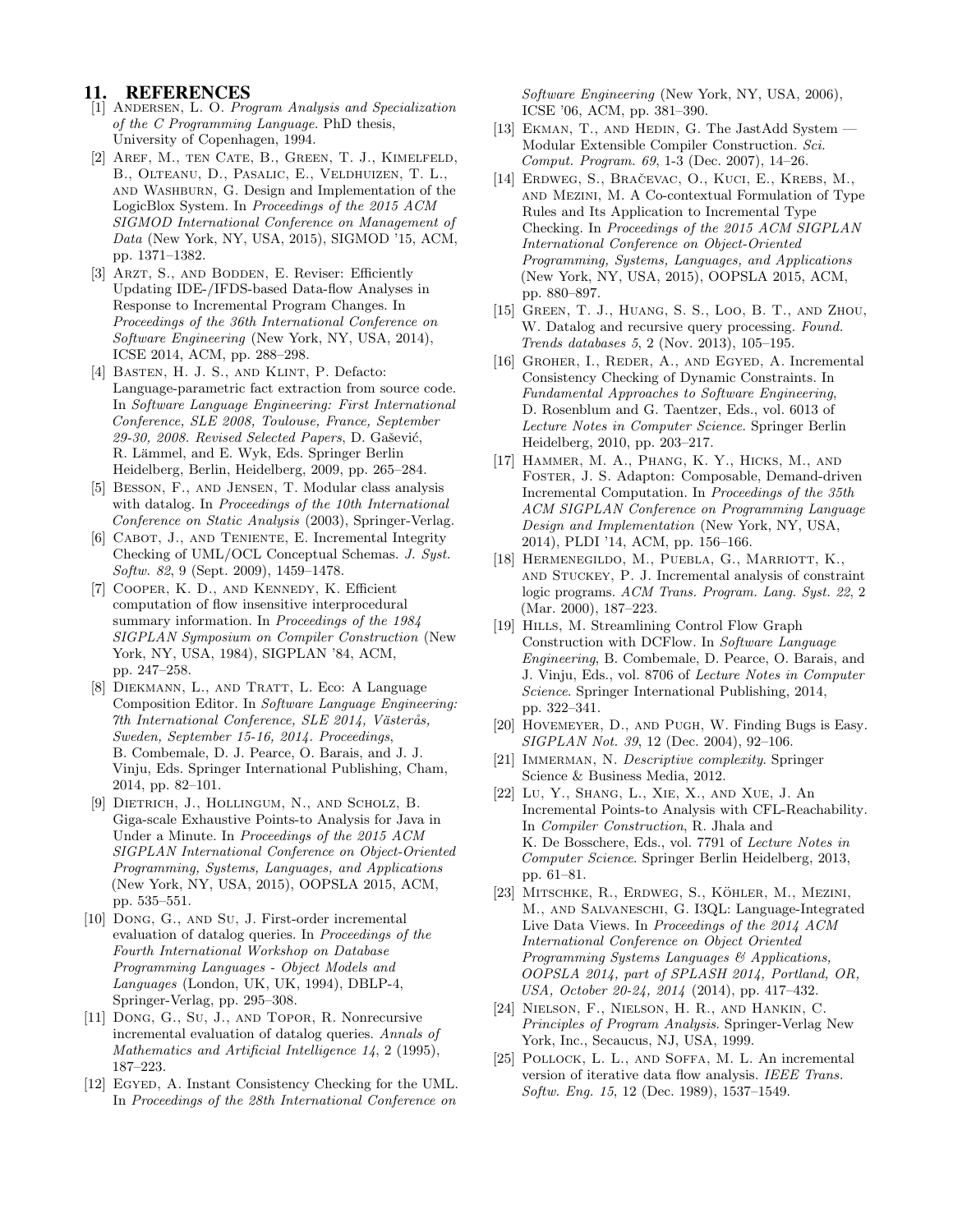## 11. REFERENCES

[1] Andersen, L. O. *Program Analysis and Specialization of the C Programming Language*. PhD thesis, University of Copenhagen, 1994.

[2] Aref, M., ten Cate, B., Green, T. J., Kimelfeld, B., Olteanu, D., Pasalic, E., Veldhuizen, T. L., and Washburn, G. Design and Implementation of the LogicBlox System. In *Proceedings of the 2015 ACM SIGMOD International Conference on Management of Data* (New York, NY, USA, 2015), SIGMOD '15, ACM, pp. 1371–1382.

[3] Arzt, S., and Bodden, E. Reviser: Efficiently Updating IDE-/IFDS-based Data-flow Analyses in Response to Incremental Program Changes. In *Proceedings of the 36th International Conference on Software Engineering* (New York, NY, USA, 2014), ICSE 2014, ACM, pp. 288–298.

[4] Basten, H. J. S., and Klint, P. Defacto: Language-parametric fact extraction from source code. In *Software Language Engineering: First International Conference, SLE 2008, Toulouse, France, September 29-30, 2008. Revised Selected Papers*, D. Gašević, R. Lämmel, and E. Wyk, Eds. Springer Berlin Heidelberg, Berlin, Heidelberg, 2009, pp. 265–284.

[5] Besson, F., and Jensen, T. Modular class analysis with datalog. In *Proceedings of the 10th International Conference on Static Analysis* (2003), Springer-Verlag.

[6] Cabot, J., and Teniente, E. Incremental Integrity Checking of UML/OCL Conceptual Schemas. *J. Syst. Softw. 82*, 9 (Sept. 2009), 1459–1478.

[7] Cooper, K. D., and Kennedy, K. Efficient computation of flow insensitive interprocedural summary information. In *Proceedings of the 1984 SIGPLAN Symposium on Compiler Construction* (New York, NY, USA, 1984), SIGPLAN '84, ACM, pp. 247–258.

[8] Diekmann, L., and Tratt, L. Eco: A Language Composition Editor. In *Software Language Engineering: 7th International Conference, SLE 2014, Västerås, Sweden, September 15-16, 2014. Proceedings*, B. Combemale, D. J. Pearce, O. Barais, and J. J. Vinju, Eds. Springer International Publishing, Cham, 2014, pp. 82–101.

[9] Dietrich, J., Hollingum, N., and Scholz, B. Giga-scale Exhaustive Points-to Analysis for Java in Under a Minute. In *Proceedings of the 2015 ACM SIGPLAN International Conference on Object-Oriented Programming, Systems, Languages, and Applications* (New York, NY, USA, 2015), OOPSLA 2015, ACM, pp. 535–551.

[10] Dong, G., and Su, J. First-order incremental evaluation of datalog queries. In *Proceedings of the Fourth International Workshop on Database Programming Languages - Object Models and Languages* (London, UK, UK, 1994), DBLP-4, Springer-Verlag, pp. 295–308.

[11] Dong, G., Su, J., and Topor, R. Nonrecursive incremental evaluation of datalog queries. *Annals of Mathematics and Artificial Intelligence 14*, 2 (1995), 187–223.

[12] Egyed, A. Instant Consistency Checking for the UML. In *Proceedings of the 28th International Conference on Software Engineering* (New York, NY, USA, 2006), ICSE '06, ACM, pp. 381–390.

[13] Ekman, T., and Hedin, G. The JastAdd System — Modular Extensible Compiler Construction. *Sci. Comput. Program. 69*, 1-3 (Dec. 2007), 14–26.

[14] Erdweg, S., Bračevac, O., Kuci, E., Krebs, M., and Mezini, M. A Co-contextual Formulation of Type Rules and Its Application to Incremental Type Checking. In *Proceedings of the 2015 ACM SIGPLAN International Conference on Object-Oriented Programming, Systems, Languages, and Applications* (New York, NY, USA, 2015), OOPSLA 2015, ACM, pp. 880–897.

[15] Green, T. J., Huang, S. S., Loo, B. T., and Zhou, W. Datalog and recursive query processing. *Found. Trends databases 5*, 2 (Nov. 2013), 105–195.

[16] Groher, I., Reder, A., and Egyed, A. Incremental Consistency Checking of Dynamic Constraints. In *Fundamental Approaches to Software Engineering*, D. Rosenblum and G. Taentzer, Eds., vol. 6013 of *Lecture Notes in Computer Science*. Springer Berlin Heidelberg, 2010, pp. 203–217.

[17] Hammer, M. A., Phang, K. Y., Hicks, M., and Foster, J. S. Adapton: Composable, Demand-driven Incremental Computation. In *Proceedings of the 35th ACM SIGPLAN Conference on Programming Language Design and Implementation* (New York, NY, USA, 2014), PLDI '14, ACM, pp. 156–166.

[18] Hermenegildo, M., Puebla, G., Marriott, K., and Stuckey, P. J. Incremental analysis of constraint logic programs. *ACM Trans. Program. Lang. Syst. 22*, 2 (Mar. 2000), 187–223.

[19] Hills, M. Streamlining Control Flow Graph Construction with DCFlow. In *Software Language Engineering*, B. Combemale, D. Pearce, O. Barais, and J. Vinju, Eds., vol. 8706 of *Lecture Notes in Computer Science*. Springer International Publishing, 2014, pp. 322–341.

[20] Hovemeyer, D., and Pugh, W. Finding Bugs is Easy. *SIGPLAN Not. 39*, 12 (Dec. 2004), 92–106.

[21] Immerman, N. *Descriptive complexity*. Springer Science & Business Media, 2012.

[22] Lu, Y., Shang, L., Xie, X., and Xue, J. An Incremental Points-to Analysis with CFL-Reachability. In *Compiler Construction*, R. Jhala and K. De Bosschere, Eds., vol. 7791 of *Lecture Notes in Computer Science*. Springer Berlin Heidelberg, 2013, pp. 61–81.

[23] Mitschke, R., Erdweg, S., Köhler, M., Mezini, M., and Salvaneschi, G. I3QL: Language-Integrated Live Data Views. In *Proceedings of the 2014 ACM International Conference on Object Oriented Programming Systems Languages & Applications, OOPSLA 2014, part of SPLASH 2014, Portland, OR, USA, October 20-24, 2014* (2014), pp. 417–432.

[24] Nielson, F., Nielson, H. R., and Hankin, C. *Principles of Program Analysis*. Springer-Verlag New York, Inc., Secaucus, NJ, USA, 1999.

[25] Pollock, L. L., and Soffa, M. L. An incremental version of iterative data flow analysis. *IEEE Trans. Softw. Eng. 15*, 12 (Dec. 1989), 1537–1549.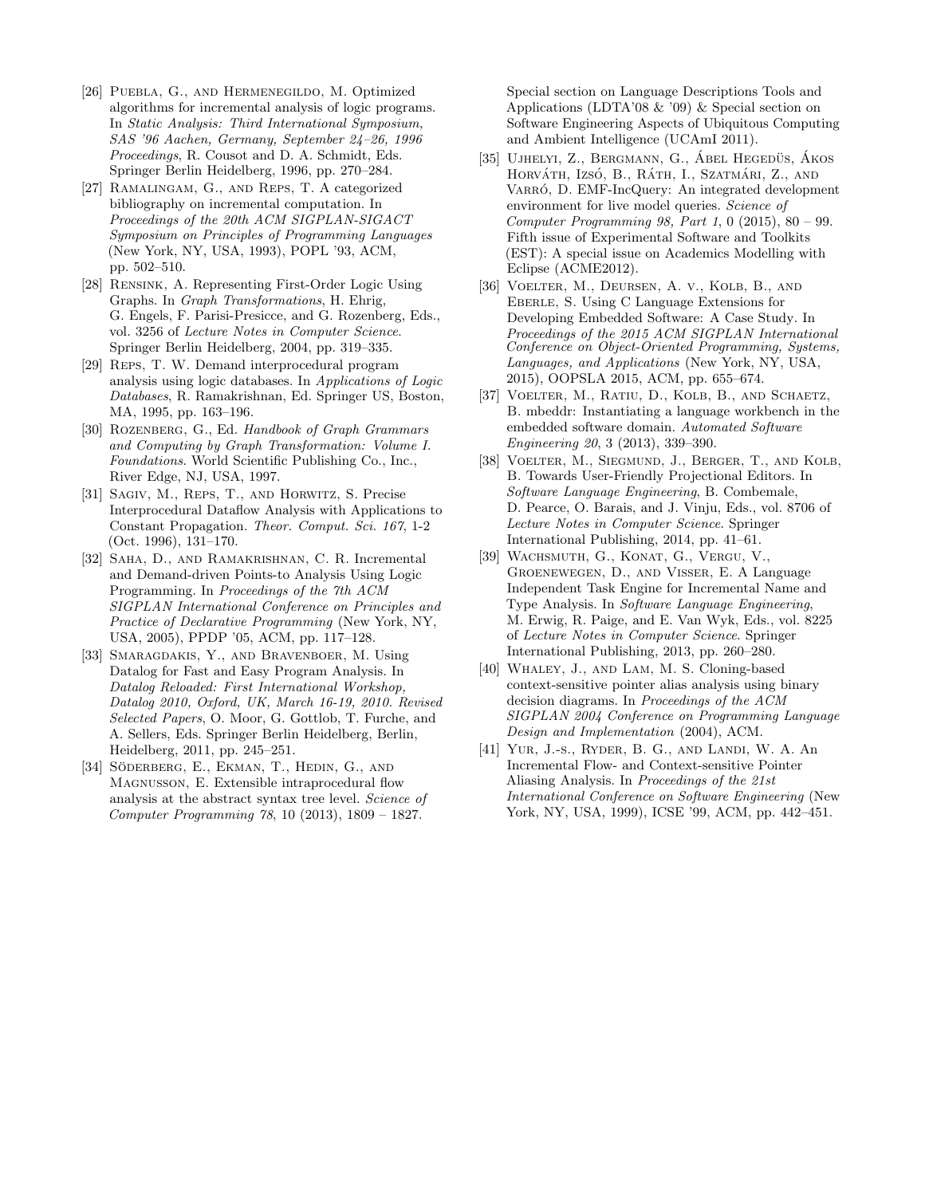[26] Puebla, G., and Hermenegildo, M. Optimized algorithms for incremental analysis of logic programs. In *Static Analysis: Third International Symposium, SAS '96 Aachen, Germany, September 24–26, 1996 Proceedings*, R. Cousot and D. A. Schmidt, Eds. Springer Berlin Heidelberg, 1996, pp. 270–284.

[27] Ramalingam, G., and Reps, T. A categorized bibliography on incremental computation. In *Proceedings of the 20th ACM SIGPLAN-SIGACT Symposium on Principles of Programming Languages* (New York, NY, USA, 1993), POPL '93, ACM, pp. 502–510.

[28] Rensink, A. Representing First-Order Logic Using Graphs. In *Graph Transformations*, H. Ehrig, G. Engels, F. Parisi-Presicce, and G. Rozenberg, Eds., vol. 3256 of *Lecture Notes in Computer Science*. Springer Berlin Heidelberg, 2004, pp. 319–335.

[29] Reps, T. W. Demand interprocedural program analysis using logic databases. In *Applications of Logic Databases*, R. Ramakrishnan, Ed. Springer US, Boston, MA, 1995, pp. 163–196.

[30] Rozenberg, G., Ed. *Handbook of Graph Grammars and Computing by Graph Transformation: Volume I. Foundations*. World Scientific Publishing Co., Inc., River Edge, NJ, USA, 1997.

[31] Sagiv, M., Reps, T., and Horwitz, S. Precise Interprocedural Dataflow Analysis with Applications to Constant Propagation. *Theor. Comput. Sci. 167*, 1-2 (Oct. 1996), 131–170.

[32] Saha, D., and Ramakrishnan, C. R. Incremental and Demand-driven Points-to Analysis Using Logic Programming. In *Proceedings of the 7th ACM SIGPLAN International Conference on Principles and Practice of Declarative Programming* (New York, NY, USA, 2005), PPDP '05, ACM, pp. 117–128.

[33] Smaragdakis, Y., and Bravenboer, M. Using Datalog for Fast and Easy Program Analysis. In *Datalog Reloaded: First International Workshop, Datalog 2010, Oxford, UK, March 16-19, 2010. Revised Selected Papers*, O. Moor, G. Gottlob, T. Furche, and A. Sellers, Eds. Springer Berlin Heidelberg, Berlin, Heidelberg, 2011, pp. 245–251.

[34] Söderberg, E., Ekman, T., Hedin, G., and Magnusson, E. Extensible intraprocedural flow analysis at the abstract syntax tree level. *Science of Computer Programming 78*, 10 (2013), 1809 – 1827. Special section on Language Descriptions Tools and Applications (LDTA'08 & '09) & Special section on Software Engineering Aspects of Ubiquitous Computing and Ambient Intelligence (UCAmI 2011).

[35] Ujhelyi, Z., Bergmann, G., Ábel Hegedüs, Ákos Horváth, Izsó, B., Ráth, I., Szatmári, Z., and Varró, D. EMF-IncQuery: An integrated development environment for live model queries. *Science of Computer Programming 98, Part 1*, 0 (2015), 80 – 99. Fifth issue of Experimental Software and Toolkits (EST): A special issue on Academics Modelling with Eclipse (ACME2012).

[36] Voelter, M., Deursen, A. v., Kolb, B., and Eberle, S. Using C Language Extensions for Developing Embedded Software: A Case Study. In *Proceedings of the 2015 ACM SIGPLAN International Conference on Object-Oriented Programming, Systems, Languages, and Applications* (New York, NY, USA, 2015), OOPSLA 2015, ACM, pp. 655–674.

[37] Voelter, M., Ratiu, D., Kolb, B., and Schaetz, B. mbeddr: Instantiating a language workbench in the embedded software domain. *Automated Software Engineering 20*, 3 (2013), 339–390.

[38] Voelter, M., Siegmund, J., Berger, T., and Kolb, B. Towards User-Friendly Projectional Editors. In *Software Language Engineering*, B. Combemale, D. Pearce, O. Barais, and J. Vinju, Eds., vol. 8706 of *Lecture Notes in Computer Science*. Springer International Publishing, 2014, pp. 41–61.

[39] Wachsmuth, G., Konat, G., Vergu, V., Groenewegen, D., and Visser, E. A Language Independent Task Engine for Incremental Name and Type Analysis. In *Software Language Engineering*, M. Erwig, R. Paige, and E. Van Wyk, Eds., vol. 8225 of *Lecture Notes in Computer Science*. Springer International Publishing, 2013, pp. 260–280.

[40] Whaley, J., and Lam, M. S. Cloning-based context-sensitive pointer alias analysis using binary decision diagrams. In *Proceedings of the ACM SIGPLAN 2004 Conference on Programming Language Design and Implementation* (2004), ACM.

[41] Yur, J.-s., Ryder, B. G., and Landi, W. A. An Incremental Flow- and Context-sensitive Pointer Aliasing Analysis. In *Proceedings of the 21st International Conference on Software Engineering* (New York, NY, USA, 1999), ICSE '99, ACM, pp. 442–451.